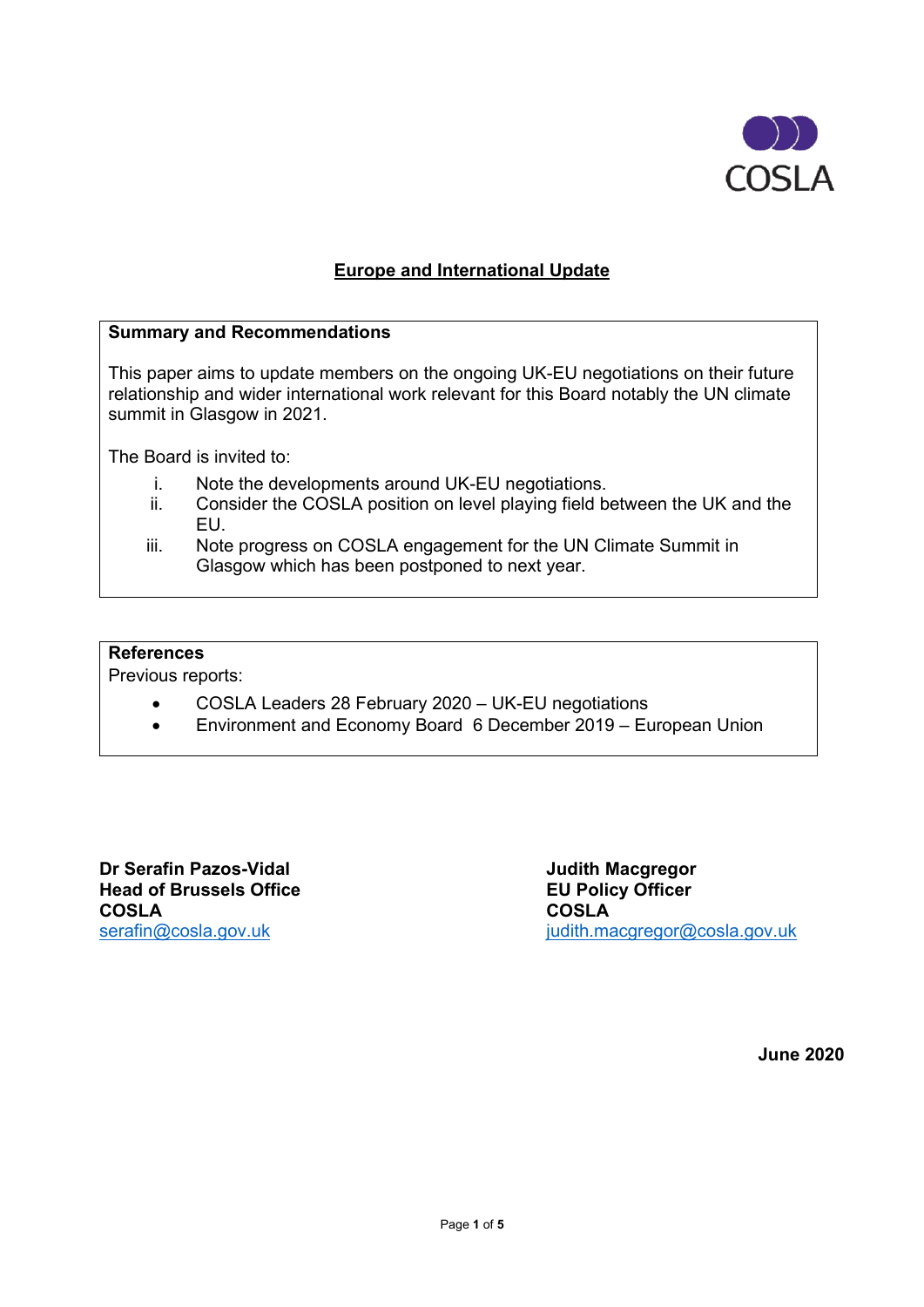COSLA

# Europe and International Update

**Summary and Recommendations**

This paper aims to update members on the ongoing UK-EU negotiations on their future relationship and wider international work relevant for this Board notably the UN climate summit in Glasgow in 2021.

The Board is invited to:

i. Note the developments around UK-EU negotiations.
ii. Consider the COSLA position on level playing field between the UK and the EU.
iii. Note progress on COSLA engagement for the UN Climate Summit in Glasgow which has been postponed to next year.

**References**

Previous reports:

- COSLA Leaders 28 February 2020 – UK-EU negotiations
- Environment and Economy Board 6 December 2019 – European Union

**Dr Serafin Pazos-Vidal**
**Head of Brussels Office**
**COSLA**
serafin@cosla.gov.uk

**Judith Macgregor**
**EU Policy Officer**
**COSLA**
judith.macgregor@cosla.gov.uk

**June 2020**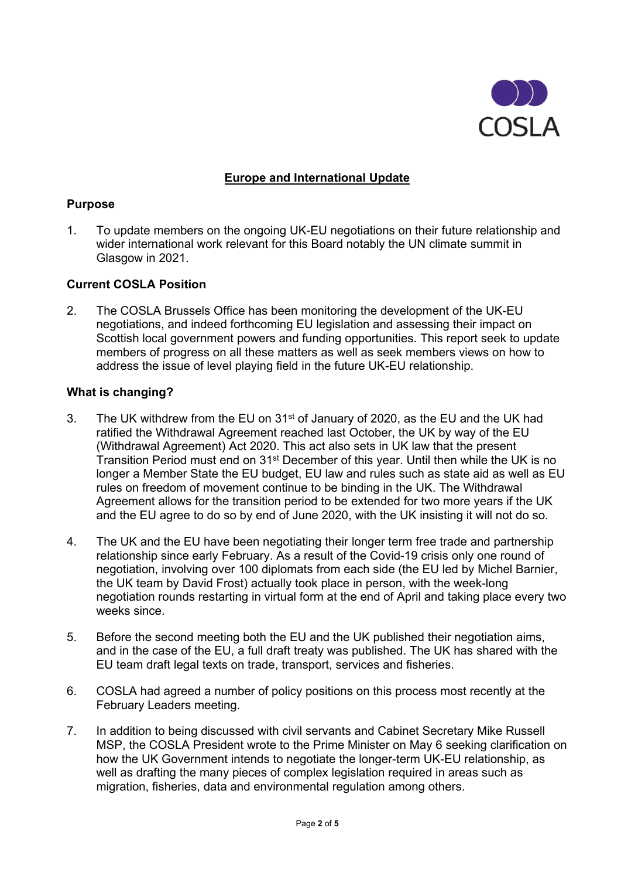## Europe and International Update

### Purpose

1. To update members on the ongoing UK-EU negotiations on their future relationship and wider international work relevant for this Board notably the UN climate summit in Glasgow in 2021.

### Current COSLA Position

2. The COSLA Brussels Office has been monitoring the development of the UK-EU negotiations, and indeed forthcoming EU legislation and assessing their impact on Scottish local government powers and funding opportunities. This report seek to update members of progress on all these matters as well as seek members views on how to address the issue of level playing field in the future UK-EU relationship.

### What is changing?

3. The UK withdrew from the EU on 31st of January of 2020, as the EU and the UK had ratified the Withdrawal Agreement reached last October, the UK by way of the EU (Withdrawal Agreement) Act 2020. This act also sets in UK law that the present Transition Period must end on 31st December of this year. Until then while the UK is no longer a Member State the EU budget, EU law and rules such as state aid as well as EU rules on freedom of movement continue to be binding in the UK. The Withdrawal Agreement allows for the transition period to be extended for two more years if the UK and the EU agree to do so by end of June 2020, with the UK insisting it will not do so.

4. The UK and the EU have been negotiating their longer term free trade and partnership relationship since early February. As a result of the Covid-19 crisis only one round of negotiation, involving over 100 diplomats from each side (the EU led by Michel Barnier, the UK team by David Frost) actually took place in person, with the week-long negotiation rounds restarting in virtual form at the end of April and taking place every two weeks since.

5. Before the second meeting both the EU and the UK published their negotiation aims, and in the case of the EU, a full draft treaty was published. The UK has shared with the EU team draft legal texts on trade, transport, services and fisheries.

6. COSLA had agreed a number of policy positions on this process most recently at the February Leaders meeting.

7. In addition to being discussed with civil servants and Cabinet Secretary Mike Russell MSP, the COSLA President wrote to the Prime Minister on May 6 seeking clarification on how the UK Government intends to negotiate the longer-term UK-EU relationship, as well as drafting the many pieces of complex legislation required in areas such as migration, fisheries, data and environmental regulation among others.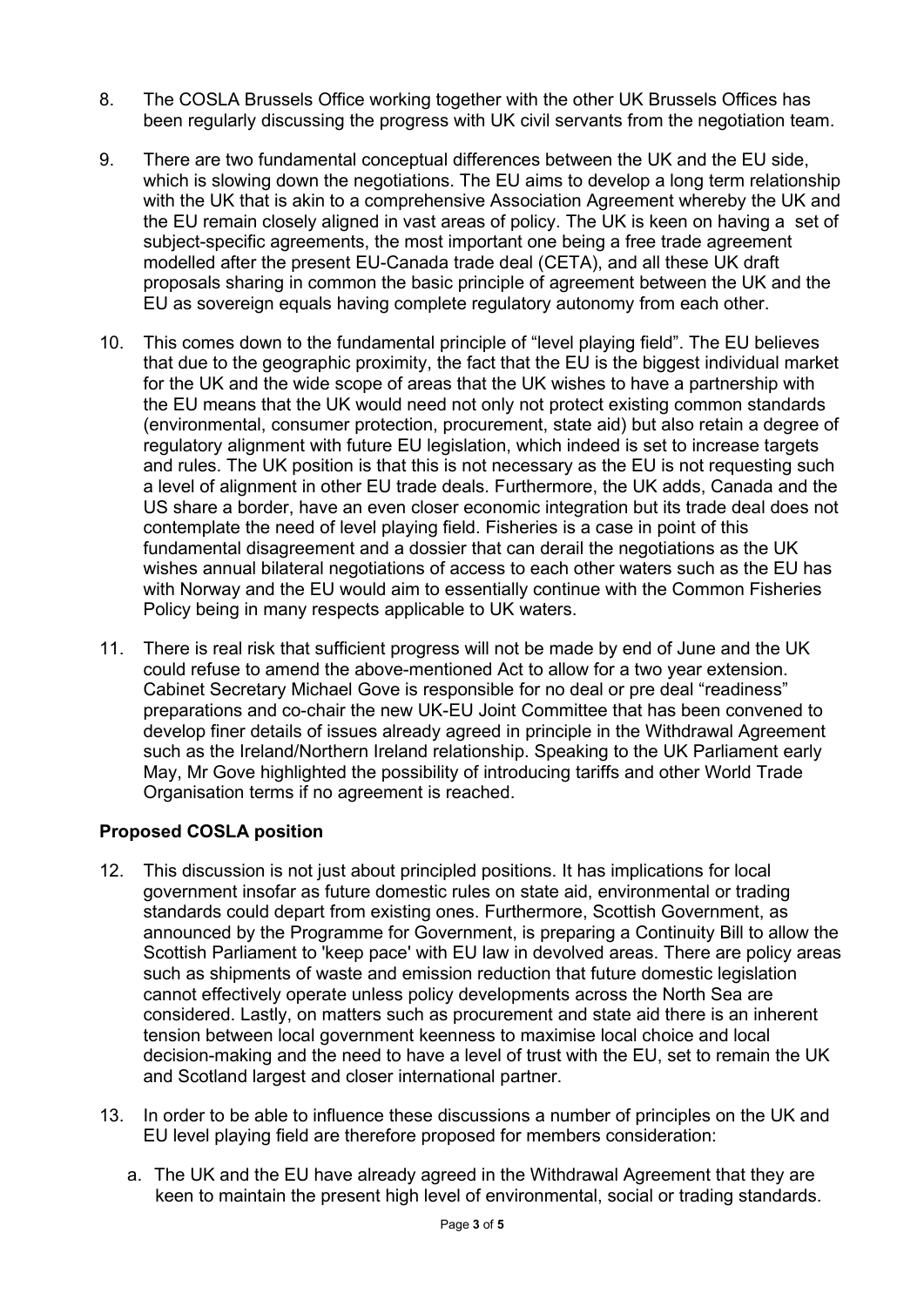8. The COSLA Brussels Office working together with the other UK Brussels Offices has been regularly discussing the progress with UK civil servants from the negotiation team.

9. There are two fundamental conceptual differences between the UK and the EU side, which is slowing down the negotiations. The EU aims to develop a long term relationship with the UK that is akin to a comprehensive Association Agreement whereby the UK and the EU remain closely aligned in vast areas of policy. The UK is keen on having a set of subject-specific agreements, the most important one being a free trade agreement modelled after the present EU-Canada trade deal (CETA), and all these UK draft proposals sharing in common the basic principle of agreement between the UK and the EU as sovereign equals having complete regulatory autonomy from each other.

10. This comes down to the fundamental principle of "level playing field". The EU believes that due to the geographic proximity, the fact that the EU is the biggest individual market for the UK and the wide scope of areas that the UK wishes to have a partnership with the EU means that the UK would need not only not protect existing common standards (environmental, consumer protection, procurement, state aid) but also retain a degree of regulatory alignment with future EU legislation, which indeed is set to increase targets and rules. The UK position is that this is not necessary as the EU is not requesting such a level of alignment in other EU trade deals. Furthermore, the UK adds, Canada and the US share a border, have an even closer economic integration but its trade deal does not contemplate the need of level playing field. Fisheries is a case in point of this fundamental disagreement and a dossier that can derail the negotiations as the UK wishes annual bilateral negotiations of access to each other waters such as the EU has with Norway and the EU would aim to essentially continue with the Common Fisheries Policy being in many respects applicable to UK waters.

11. There is real risk that sufficient progress will not be made by end of June and the UK could refuse to amend the above-mentioned Act to allow for a two year extension. Cabinet Secretary Michael Gove is responsible for no deal or pre deal "readiness" preparations and co-chair the new UK-EU Joint Committee that has been convened to develop finer details of issues already agreed in principle in the Withdrawal Agreement such as the Ireland/Northern Ireland relationship. Speaking to the UK Parliament early May, Mr Gove highlighted the possibility of introducing tariffs and other World Trade Organisation terms if no agreement is reached.

**Proposed COSLA position**

12. This discussion is not just about principled positions. It has implications for local government insofar as future domestic rules on state aid, environmental or trading standards could depart from existing ones. Furthermore, Scottish Government, as announced by the Programme for Government, is preparing a Continuity Bill to allow the Scottish Parliament to 'keep pace' with EU law in devolved areas. There are policy areas such as shipments of waste and emission reduction that future domestic legislation cannot effectively operate unless policy developments across the North Sea are considered. Lastly, on matters such as procurement and state aid there is an inherent tension between local government keenness to maximise local choice and local decision-making and the need to have a level of trust with the EU, set to remain the UK and Scotland largest and closer international partner.

13. In order to be able to influence these discussions a number of principles on the UK and EU level playing field are therefore proposed for members consideration:

    a. The UK and the EU have already agreed in the Withdrawal Agreement that they are keen to maintain the present high level of environmental, social or trading standards.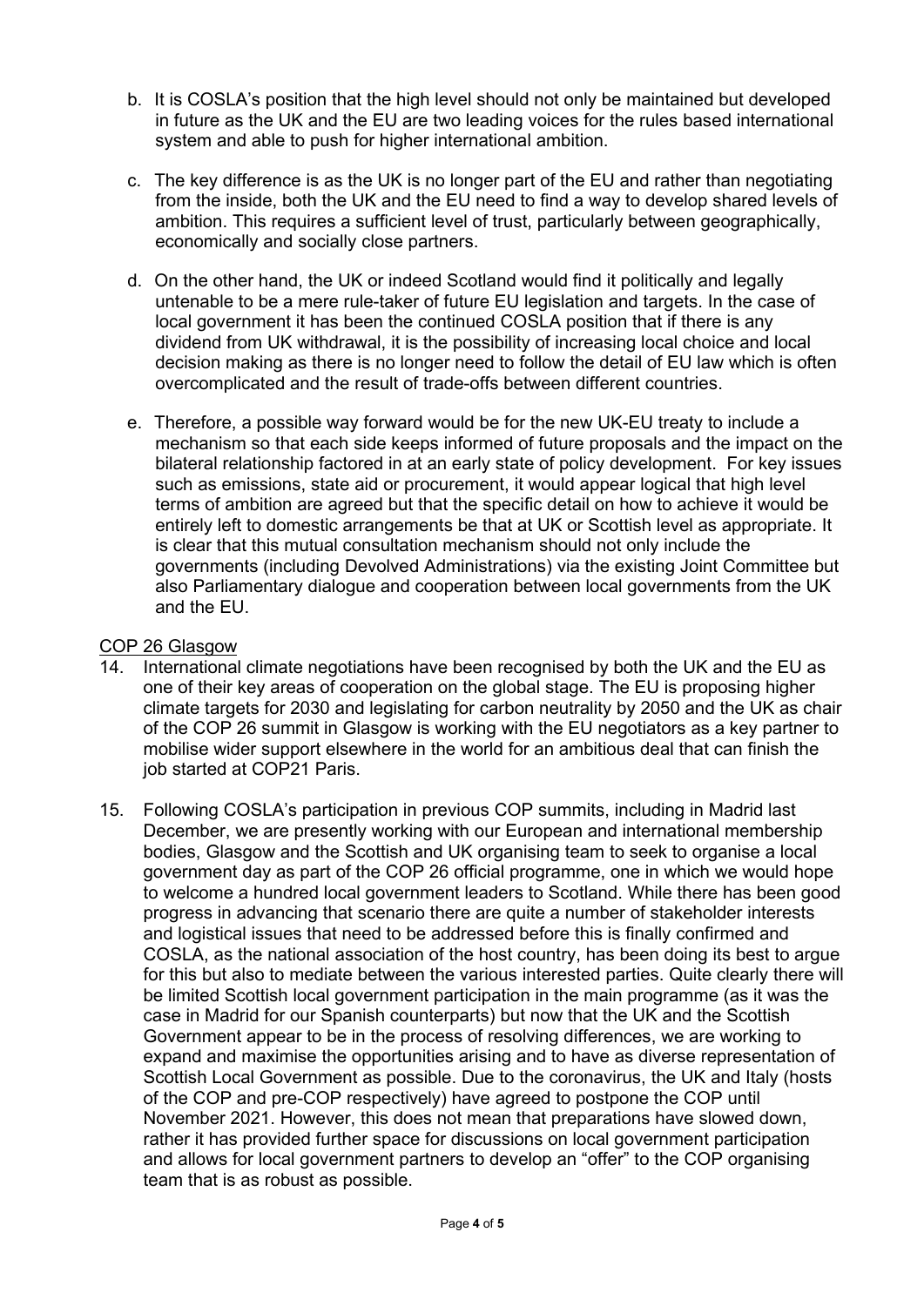b. It is COSLA's position that the high level should not only be maintained but developed in future as the UK and the EU are two leading voices for the rules based international system and able to push for higher international ambition.

c. The key difference is as the UK is no longer part of the EU and rather than negotiating from the inside, both the UK and the EU need to find a way to develop shared levels of ambition. This requires a sufficient level of trust, particularly between geographically, economically and socially close partners.

d. On the other hand, the UK or indeed Scotland would find it politically and legally untenable to be a mere rule-taker of future EU legislation and targets. In the case of local government it has been the continued COSLA position that if there is any dividend from UK withdrawal, it is the possibility of increasing local choice and local decision making as there is no longer need to follow the detail of EU law which is often overcomplicated and the result of trade-offs between different countries.

e. Therefore, a possible way forward would be for the new UK-EU treaty to include a mechanism so that each side keeps informed of future proposals and the impact on the bilateral relationship factored in at an early state of policy development. For key issues such as emissions, state aid or procurement, it would appear logical that high level terms of ambition are agreed but that the specific detail on how to achieve it would be entirely left to domestic arrangements be that at UK or Scottish level as appropriate. It is clear that this mutual consultation mechanism should not only include the governments (including Devolved Administrations) via the existing Joint Committee but also Parliamentary dialogue and cooperation between local governments from the UK and the EU.

<u>COP 26 Glasgow</u>

14. International climate negotiations have been recognised by both the UK and the EU as one of their key areas of cooperation on the global stage. The EU is proposing higher climate targets for 2030 and legislating for carbon neutrality by 2050 and the UK as chair of the COP 26 summit in Glasgow is working with the EU negotiators as a key partner to mobilise wider support elsewhere in the world for an ambitious deal that can finish the job started at COP21 Paris.

15. Following COSLA's participation in previous COP summits, including in Madrid last December, we are presently working with our European and international membership bodies, Glasgow and the Scottish and UK organising team to seek to organise a local government day as part of the COP 26 official programme, one in which we would hope to welcome a hundred local government leaders to Scotland. While there has been good progress in advancing that scenario there are quite a number of stakeholder interests and logistical issues that need to be addressed before this is finally confirmed and COSLA, as the national association of the host country, has been doing its best to argue for this but also to mediate between the various interested parties. Quite clearly there will be limited Scottish local government participation in the main programme (as it was the case in Madrid for our Spanish counterparts) but now that the UK and the Scottish Government appear to be in the process of resolving differences, we are working to expand and maximise the opportunities arising and to have as diverse representation of Scottish Local Government as possible. Due to the coronavirus, the UK and Italy (hosts of the COP and pre-COP respectively) have agreed to postpone the COP until November 2021. However, this does not mean that preparations have slowed down, rather it has provided further space for discussions on local government participation and allows for local government partners to develop an "offer" to the COP organising team that is as robust as possible.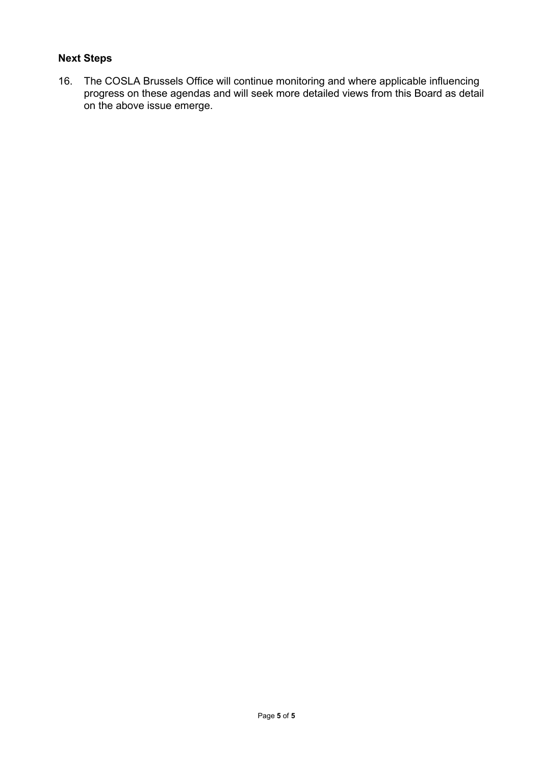## Next Steps

16. The COSLA Brussels Office will continue monitoring and where applicable influencing progress on these agendas and will seek more detailed views from this Board as detail on the above issue emerge.